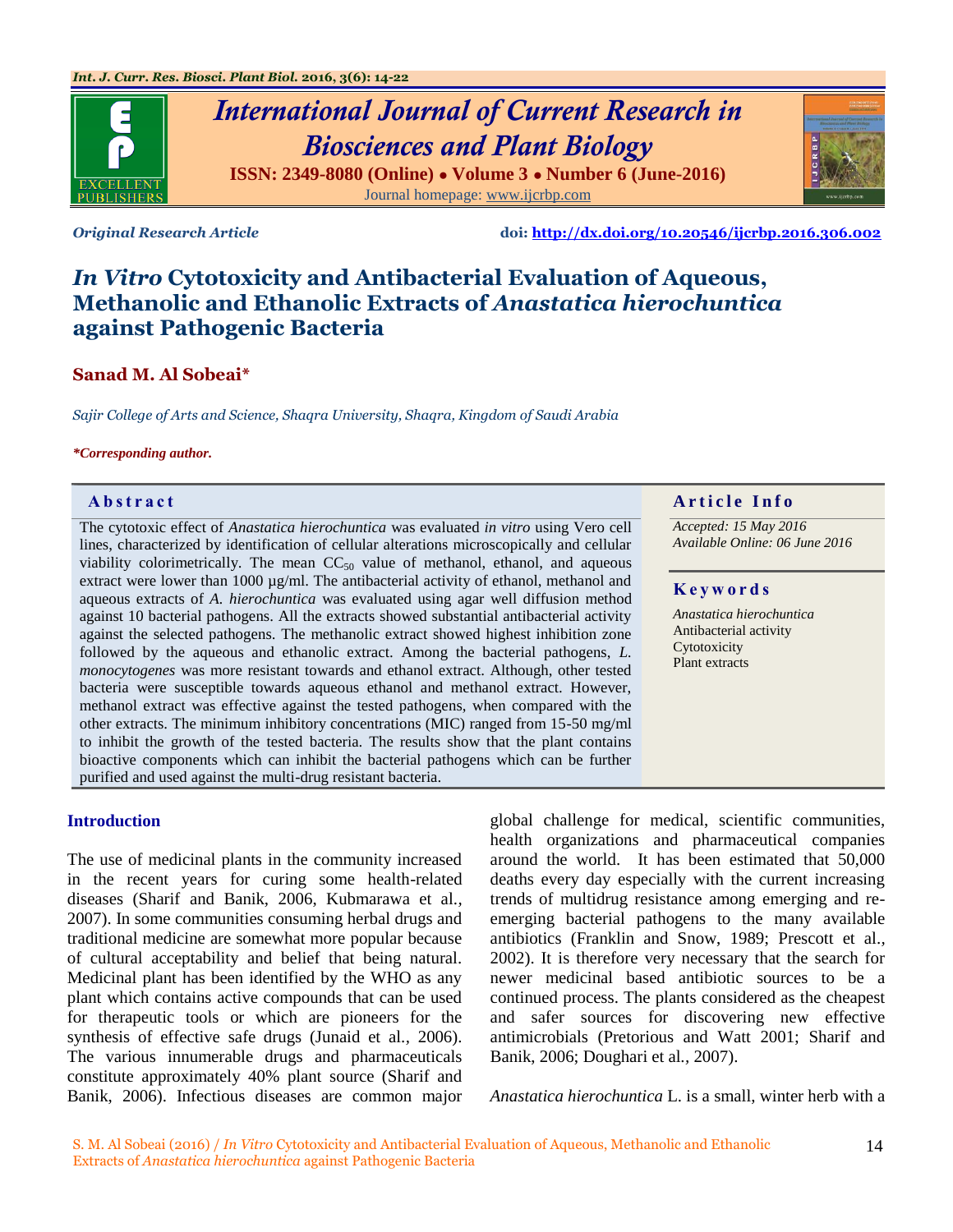Original Research Article

doi: http://dx.doi.org/10.20546/ijcrbp.2016.306.002

# *In Vitro* Cytotoxicity and Antibacterial Evaluation of Aqueous, Methanolic and Ethanolic Extracts of *Anastatica hierochuntica* against Pathogenic Bacteria

**Sanad M. Al Sobeai***

*Sajir College of Arts and Science, Shaqra University, Shaqra, Kingdom of Saudi Arabia*

***Corresponding author.**

## Abstract

The cytotoxic effect of *Anastatica hierochuntica* was evaluated *in vitro* using Vero cell lines, characterized by identification of cellular alterations microscopically and cellular viability colorimetrically. The mean $CC_{50}$ value of methanol, ethanol, and aqueous extract were lower than 1000 µg/ml. The antibacterial activity of ethanol, methanol and aqueous extracts of *A. hierochuntica* was evaluated using agar well diffusion method against 10 bacterial pathogens. All the extracts showed substantial antibacterial activity against the selected pathogens. The methanolic extract showed highest inhibition zone followed by the aqueous and ethanolic extract. Among the bacterial pathogens, *L. monocytogenes* was more resistant towards and ethanol extract. Although, other tested bacteria were susceptible towards aqueous ethanol and methanol extract. However, methanol extract was effective against the tested pathogens, when compared with the other extracts. The minimum inhibitory concentrations (MIC) ranged from 15-50 mg/ml to inhibit the growth of the tested bacteria. The results show that the plant contains bioactive components which can inhibit the bacterial pathogens which can be further purified and used against the multi-drug resistant bacteria.

## Article Info

*Accepted: 15 May 2016*
*Available Online: 06 June 2016*

## Keywords

*Anastatica hierochuntica*
Antibacterial activity
Cytotoxicity
Plant extracts

## Introduction

The use of medicinal plants in the community increased in the recent years for curing some health-related diseases (Sharif and Banik, 2006, Kubmarawa et al., 2007). In some communities consuming herbal drugs and traditional medicine are somewhat more popular because of cultural acceptability and belief that being natural. Medicinal plant has been identified by the WHO as any plant which contains active compounds that can be used for therapeutic tools or which are pioneers for the synthesis of effective safe drugs (Junaid et al., 2006). The various innumerable drugs and pharmaceuticals constitute approximately 40% plant source (Sharif and Banik, 2006). Infectious diseases are common major global challenge for medical, scientific communities, health organizations and pharmaceutical companies around the world. It has been estimated that 50,000 deaths every day especially with the current increasing trends of multidrug resistance among emerging and re-emerging bacterial pathogens to the many available antibiotics (Franklin and Snow, 1989; Prescott et al., 2002). It is therefore very necessary that the search for newer medicinal based antibiotic sources to be a continued process. The plants considered as the cheapest and safer sources for discovering new effective antimicrobials (Pretorious and Watt 2001; Sharif and Banik, 2006; Doughari et al., 2007).

*Anastatica hierochuntica* L. is a small, winter herb with a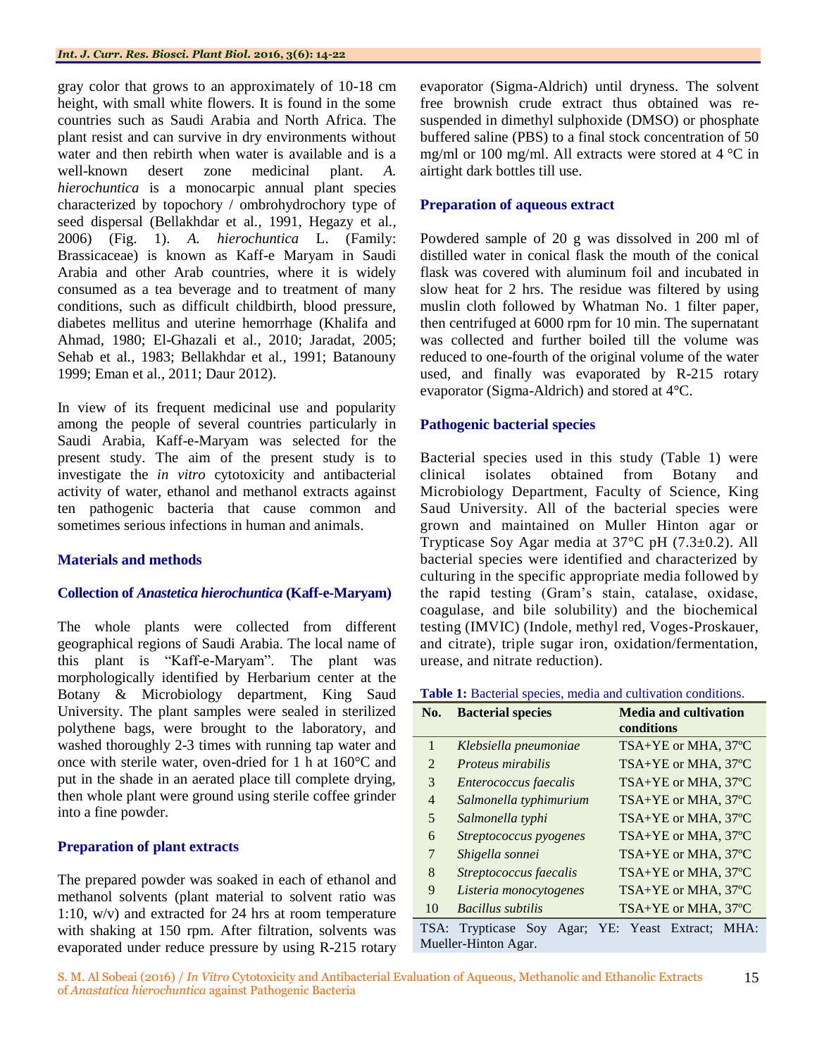gray color that grows to an approximately of 10-18 cm height, with small white flowers. It is found in the some countries such as Saudi Arabia and North Africa. The plant resist and can survive in dry environments without water and then rebirth when water is available and is a well-known desert zone medicinal plant. *A. hierochuntica* is a monocarpic annual plant species characterized by topochory / ombrohydrochory type of seed dispersal (Bellakhdar et al., 1991, Hegazy et al., 2006) (Fig. 1). *A. hierochuntica* L. (Family: Brassicaceae) is known as Kaff-e Maryam in Saudi Arabia and other Arab countries, where it is widely consumed as a tea beverage and to treatment of many conditions, such as difficult childbirth, blood pressure, diabetes mellitus and uterine hemorrhage (Khalifa and Ahmad, 1980; El-Ghazali et al., 2010; Jaradat, 2005; Sehab et al., 1983; Bellakhdar et al., 1991; Batanouny 1999; Eman et al., 2011; Daur 2012).

In view of its frequent medicinal use and popularity among the people of several countries particularly in Saudi Arabia, Kaff-e-Maryam was selected for the present study. The aim of the present study is to investigate the *in vitro* cytotoxicity and antibacterial activity of water, ethanol and methanol extracts against ten pathogenic bacteria that cause common and sometimes serious infections in human and animals.

## Materials and methods

### Collection of *Anastetica hierochuntica* (Kaff-e-Maryam)

The whole plants were collected from different geographical regions of Saudi Arabia. The local name of this plant is "Kaff-e-Maryam". The plant was morphologically identified by Herbarium center at the Botany & Microbiology department, King Saud University. The plant samples were sealed in sterilized polythene bags, were brought to the laboratory, and washed thoroughly 2-3 times with running tap water and once with sterile water, oven-dried for 1 h at 160°C and put in the shade in an aerated place till complete drying, then whole plant were ground using sterile coffee grinder into a fine powder.

### Preparation of plant extracts

The prepared powder was soaked in each of ethanol and methanol solvents (plant material to solvent ratio was 1:10, w/v) and extracted for 24 hrs at room temperature with shaking at 150 rpm. After filtration, solvents was evaporated under reduce pressure by using R-215 rotary evaporator (Sigma-Aldrich) until dryness. The solvent free brownish crude extract thus obtained was re-suspended in dimethyl sulphoxide (DMSO) or phosphate buffered saline (PBS) to a final stock concentration of 50 mg/ml or 100 mg/ml. All extracts were stored at 4 °C in airtight dark bottles till use.

### Preparation of aqueous extract

Powdered sample of 20 g was dissolved in 200 ml of distilled water in conical flask the mouth of the conical flask was covered with aluminum foil and incubated in slow heat for 2 hrs. The residue was filtered by using muslin cloth followed by Whatman No. 1 filter paper, then centrifuged at 6000 rpm for 10 min. The supernatant was collected and further boiled till the volume was reduced to one-fourth of the original volume of the water used, and finally was evaporated by R-215 rotary evaporator (Sigma-Aldrich) and stored at 4°C.

### Pathogenic bacterial species

Bacterial species used in this study (Table 1) were clinical isolates obtained from Botany and Microbiology Department, Faculty of Science, King Saud University. All of the bacterial species were grown and maintained on Muller Hinton agar or Trypticase Soy Agar media at 37°C pH (7.3±0.2). All bacterial species were identified and characterized by culturing in the specific appropriate media followed by the rapid testing (Gram's stain, catalase, oxidase, coagulase, and bile solubility) and the biochemical testing (IMVIC) (Indole, methyl red, Voges-Proskauer, and citrate), triple sugar iron, oxidation/fermentation, urease, and nitrate reduction).

**Table 1:** Bacterial species, media and cultivation conditions.

| No. | Bacterial species | Media and cultivation conditions |
|---|---|---|
| 1 | *Klebsiella pneumoniae* | TSA+YE or MHA, 37ºC |
| 2 | *Proteus mirabilis* | TSA+YE or MHA, 37ºC |
| 3 | *Enterococcus faecalis* | TSA+YE or MHA, 37ºC |
| 4 | *Salmonella typhimurium* | TSA+YE or MHA, 37ºC |
| 5 | *Salmonella typhi* | TSA+YE or MHA, 37ºC |
| 6 | *Streptococcus pyogenes* | TSA+YE or MHA, 37ºC |
| 7 | *Shigella sonnei* | TSA+YE or MHA, 37ºC |
| 8 | *Streptococcus faecalis* | TSA+YE or MHA, 37ºC |
| 9 | *Listeria monocytogenes* | TSA+YE or MHA, 37ºC |
| 10 | *Bacillus subtilis* | TSA+YE or MHA, 37ºC |

TSA: Trypticase Soy Agar; YE: Yeast Extract; MHA: Mueller-Hinton Agar.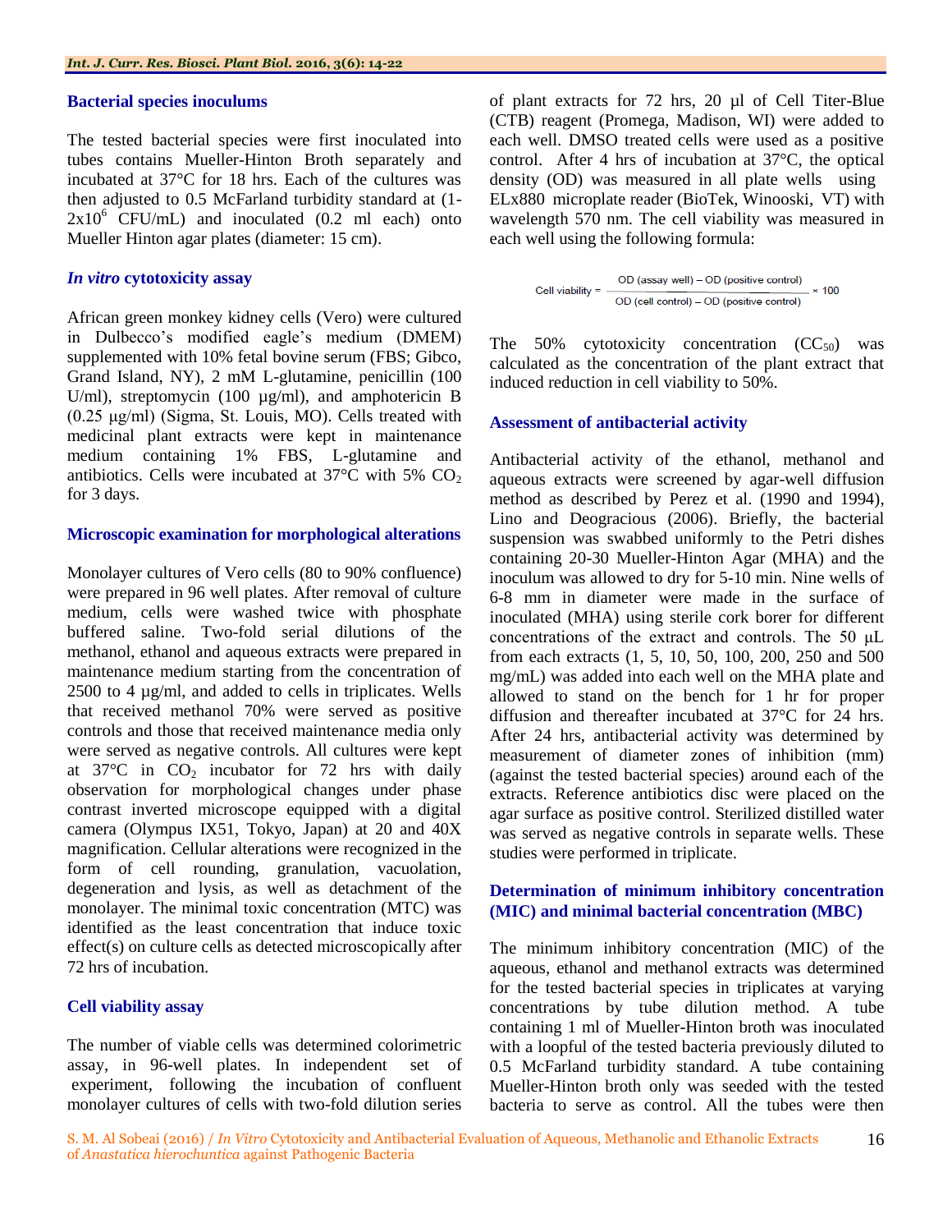### Bacterial species inoculums

The tested bacterial species were first inoculated into tubes contains Mueller-Hinton Broth separately and incubated at 37°C for 18 hrs. Each of the cultures was then adjusted to 0.5 McFarland turbidity standard at (1-$2\times10^6$ CFU/mL) and inoculated (0.2 ml each) onto Mueller Hinton agar plates (diameter: 15 cm).

### *In vitro* cytotoxicity assay

African green monkey kidney cells (Vero) were cultured in Dulbecco's modified eagle's medium (DMEM) supplemented with 10% fetal bovine serum (FBS; Gibco, Grand Island, NY), 2 mM L-glutamine, penicillin (100 U/ml), streptomycin (100 µg/ml), and amphotericin B (0.25 µg/ml) (Sigma, St. Louis, MO). Cells treated with medicinal plant extracts were kept in maintenance medium containing 1% FBS, L-glutamine and antibiotics. Cells were incubated at 37°C with 5% $CO_2$ for 3 days.

### Microscopic examination for morphological alterations

Monolayer cultures of Vero cells (80 to 90% confluence) were prepared in 96 well plates. After removal of culture medium, cells were washed twice with phosphate buffered saline. Two-fold serial dilutions of the methanol, ethanol and aqueous extracts were prepared in maintenance medium starting from the concentration of 2500 to 4 µg/ml, and added to cells in triplicates. Wells that received methanol 70% were served as positive controls and those that received maintenance media only were served as negative controls. All cultures were kept at 37°C in $CO_2$ incubator for 72 hrs with daily observation for morphological changes under phase contrast inverted microscope equipped with a digital camera (Olympus IX51, Tokyo, Japan) at 20 and 40X magnification. Cellular alterations were recognized in the form of cell rounding, granulation, vacuolation, degeneration and lysis, as well as detachment of the monolayer. The minimal toxic concentration (MTC) was identified as the least concentration that induce toxic effect(s) on culture cells as detected microscopically after 72 hrs of incubation.

### Cell viability assay

The number of viable cells was determined colorimetric assay, in 96-well plates. In independent set of experiment, following the incubation of confluent monolayer cultures of cells with two-fold dilution series of plant extracts for 72 hrs, 20 µl of Cell Titer-Blue (CTB) reagent (Promega, Madison, WI) were added to each well. DMSO treated cells were used as a positive control. After 4 hrs of incubation at 37°C, the optical density (OD) was measured in all plate wells using ELx880 microplate reader (BioTek, Winooski, VT) with wavelength 570 nm. The cell viability was measured in each well using the following formula:

$$\text{Cell viability} = \frac{\text{OD (assay well)} - \text{OD (positive control)}}{\text{OD (cell control)} - \text{OD (positive control)}} \times 100$$

The 50% cytotoxicity concentration ($CC_{50}$) was calculated as the concentration of the plant extract that induced reduction in cell viability to 50%.

### Assessment of antibacterial activity

Antibacterial activity of the ethanol, methanol and aqueous extracts were screened by agar-well diffusion method as described by Perez et al. (1990 and 1994), Lino and Deogracious (2006). Briefly, the bacterial suspension was swabbed uniformly to the Petri dishes containing 20-30 Mueller-Hinton Agar (MHA) and the inoculum was allowed to dry for 5-10 min. Nine wells of 6-8 mm in diameter were made in the surface of inoculated (MHA) using sterile cork borer for different concentrations of the extract and controls. The 50 µL from each extracts (1, 5, 10, 50, 100, 200, 250 and 500 mg/mL) was added into each well on the MHA plate and allowed to stand on the bench for 1 hr for proper diffusion and thereafter incubated at 37°C for 24 hrs. After 24 hrs, antibacterial activity was determined by measurement of diameter zones of inhibition (mm) (against the tested bacterial species) around each of the extracts. Reference antibiotics disc were placed on the agar surface as positive control. Sterilized distilled water was served as negative controls in separate wells. These studies were performed in triplicate.

### Determination of minimum inhibitory concentration (MIC) and minimal bacterial concentration (MBC)

The minimum inhibitory concentration (MIC) of the aqueous, ethanol and methanol extracts was determined for the tested bacterial species in triplicates at varying concentrations by tube dilution method. A tube containing 1 ml of Mueller-Hinton broth was inoculated with a loopful of the tested bacteria previously diluted to 0.5 McFarland turbidity standard. A tube containing Mueller-Hinton broth only was seeded with the tested bacteria to serve as control. All the tubes were then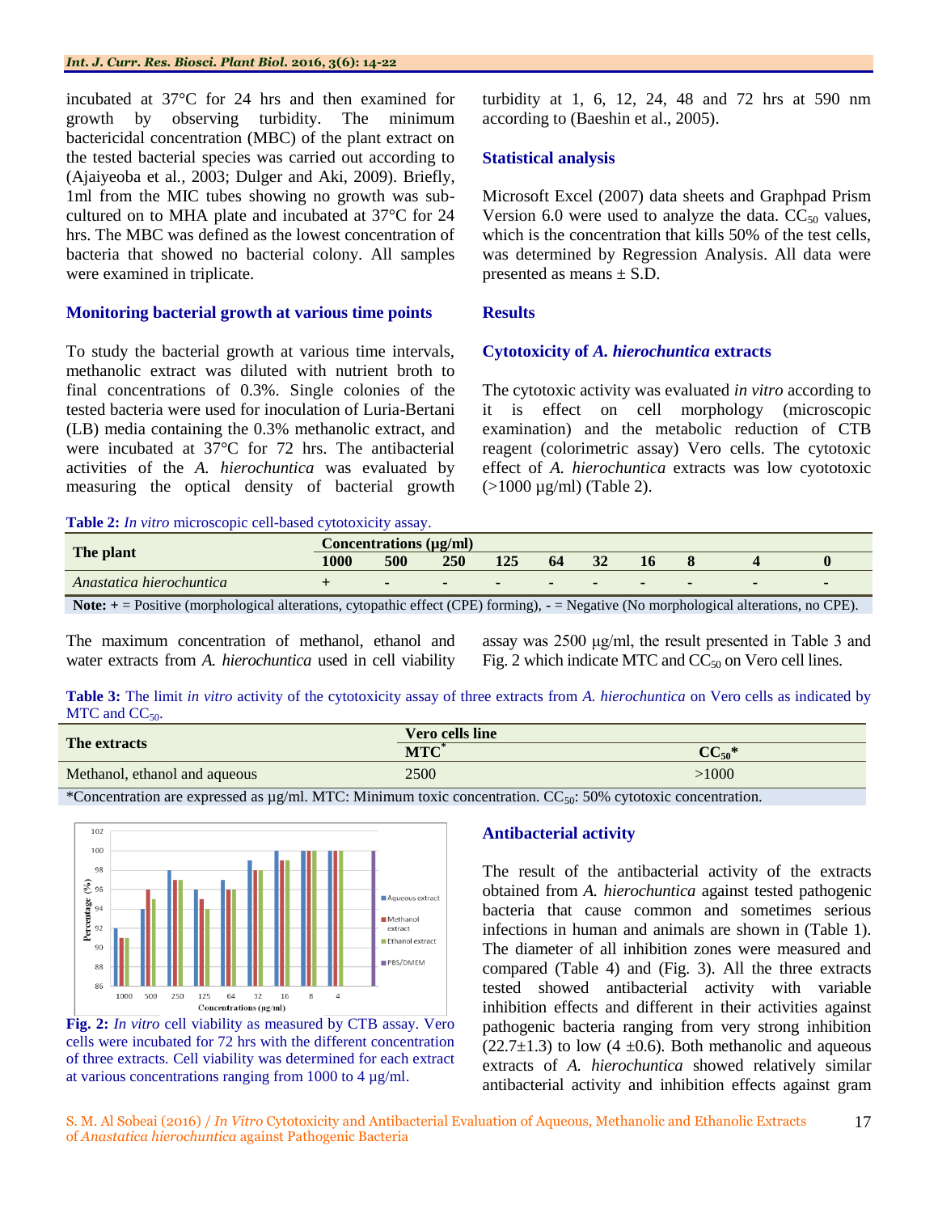incubated at 37°C for 24 hrs and then examined for growth by observing turbidity. The minimum bactericidal concentration (MBC) of the plant extract on the tested bacterial species was carried out according to (Ajaiyeoba et al., 2003; Dulger and Aki, 2009). Briefly, 1ml from the MIC tubes showing no growth was sub-cultured on to MHA plate and incubated at 37°C for 24 hrs. The MBC was defined as the lowest concentration of bacteria that showed no bacterial colony. All samples were examined in triplicate.

### Monitoring bacterial growth at various time points

To study the bacterial growth at various time intervals, methanolic extract was diluted with nutrient broth to final concentrations of 0.3%. Single colonies of the tested bacteria were used for inoculation of Luria-Bertani (LB) media containing the 0.3% methanolic extract, and were incubated at 37°C for 72 hrs. The antibacterial activities of the *A. hierochuntica* was evaluated by measuring the optical density of bacterial growth turbidity at 1, 6, 12, 24, 48 and 72 hrs at 590 nm according to (Baeshin et al., 2005).

### Statistical analysis

Microsoft Excel (2007) data sheets and Graphpad Prism Version 6.0 were used to analyze the data. $CC_{50}$ values, which is the concentration that kills 50% of the test cells, was determined by Regression Analysis. All data were presented as means ± S.D.

## Results

### Cytotoxicity of *A. hierochuntica* extracts

The cytotoxic activity was evaluated *in vitro* according to it is effect on cell morphology (microscopic examination) and the metabolic reduction of CTB reagent (colorimetric assay) Vero cells. The cytotoxic effect of *A. hierochuntica* extracts was low cyototoxic (>1000 µg/ml) (Table 2).

**Table 2:** *In vitro* microscopic cell-based cytotoxicity assay.

| The plant | Concentrations (µg/ml) | | | | | | | | | |
|---|---|---|---|---|---|---|---|---|---|---|
| | 1000 | 500 | 250 | 125 | 64 | 32 | 16 | 8 | 4 | 0 |
| *Anastatica hierochuntica* | + | - | - | - | - | - | - | - | - | - |

**Note:** + = Positive (morphological alterations, cytopathic effect (CPE) forming), - = Negative (No morphological alterations, no CPE).

The maximum concentration of methanol, ethanol and water extracts from *A. hierochuntica* used in cell viability assay was 2500 µg/ml, the result presented in Table 3 and Fig. 2 which indicate MTC and $CC_{50}$ on Vero cell lines.

**Table 3:** The limit *in vitro* activity of the cytotoxicity assay of three extracts from *A. hierochuntica* on Vero cells as indicated by MTC and $CC_{50}$.

| The extracts | Vero cells line | |
|---|---|---|
| | MTC* | $CC_{50}$* |
| Methanol, ethanol and aqueous | 2500 | >1000 |

*Concentration are expressed as µg/ml. MTC: Minimum toxic concentration. $CC_{50}$: 50% cytotoxic concentration.

**Fig. 2:** *In vitro* cell viability as measured by CTB assay. Vero cells were incubated for 72 hrs with the different concentration of three extracts. Cell viability was determined for each extract at various concentrations ranging from 1000 to 4 µg/ml.

### Antibacterial activity

The result of the antibacterial activity of the extracts obtained from *A. hierochuntica* against tested pathogenic bacteria that cause common and sometimes serious infections in human and animals are shown in (Table 1). The diameter of all inhibition zones were measured and compared (Table 4) and (Fig. 3). All the three extracts tested showed antibacterial activity with variable inhibition effects and different in their activities against pathogenic bacteria ranging from very strong inhibition (22.7±1.3) to low (4 ±0.6). Both methanolic and aqueous extracts of *A. hierochuntica* showed relatively similar antibacterial activity and inhibition effects against gram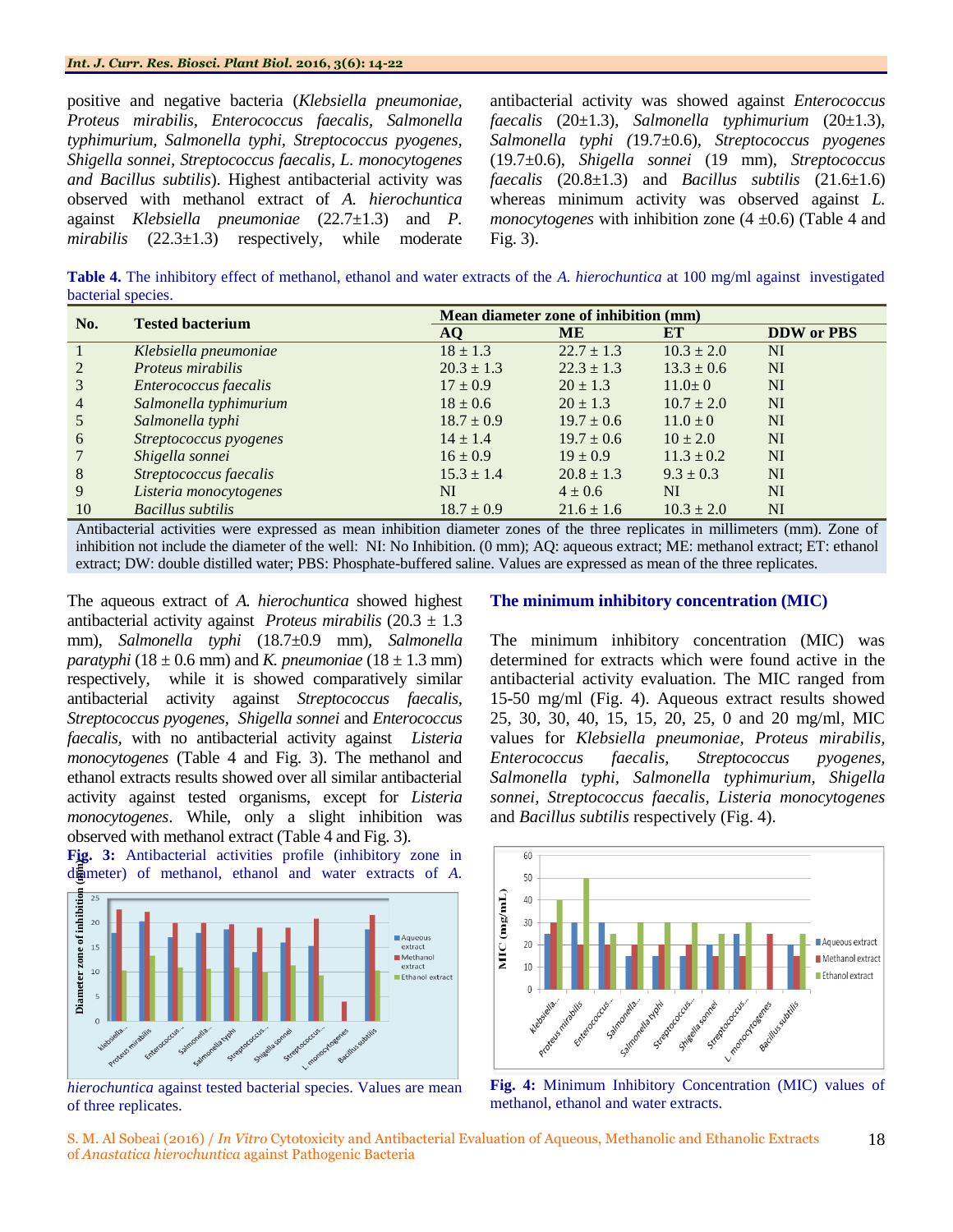positive and negative bacteria (*Klebsiella pneumoniae, Proteus mirabilis, Enterococcus faecalis, Salmonella typhimurium, Salmonella typhi, Streptococcus pyogenes, Shigella sonnei, Streptococcus faecalis, L. monocytogenes and Bacillus subtilis*). Highest antibacterial activity was observed with methanol extract of *A. hierochuntica* against *Klebsiella pneumoniae* (22.7±1.3) and *P. mirabilis* (22.3±1.3) respectively, while moderate antibacterial activity was showed against *Enterococcus faecalis* (20±1.3), *Salmonella typhimurium* (20±1.3), *Salmonella typhi* (19.7±0.6), *Streptococcus pyogenes* (19.7±0.6), *Shigella sonnei* (19 mm), *Streptococcus faecalis* (20.8±1.3) and *Bacillus subtilis* (21.6±1.6) whereas minimum activity was observed against *L. monocytogenes* with inhibition zone (4 ±0.6) (Table 4 and Fig. 3).

**Table 4.** The inhibitory effect of methanol, ethanol and water extracts of the *A. hierochuntica* at 100 mg/ml against investigated bacterial species.

| No. | Tested bacterium | Mean diameter zone of inhibition (mm) | | | |
|---|---|---|---|---|---|
| | | AQ | ME | ET | DDW or PBS |
| 1 | *Klebsiella pneumoniae* | 18 ± 1.3 | 22.7 ± 1.3 | 10.3 ± 2.0 | NI |
| 2 | *Proteus mirabilis* | 20.3 ± 1.3 | 22.3 ± 1.3 | 13.3 ± 0.6 | NI |
| 3 | *Enterococcus faecalis* | 17 ± 0.9 | 20 ± 1.3 | 11.0± 0 | NI |
| 4 | *Salmonella typhimurium* | 18 ± 0.6 | 20 ± 1.3 | 10.7 ± 2.0 | NI |
| 5 | *Salmonella typhi* | 18.7 ± 0.9 | 19.7 ± 0.6 | 11.0 ± 0 | NI |
| 6 | *Streptococcus pyogenes* | 14 ± 1.4 | 19.7 ± 0.6 | 10 ± 2.0 | NI |
| 7 | *Shigella sonnei* | 16 ± 0.9 | 19 ± 0.9 | 11.3 ± 0.2 | NI |
| 8 | *Streptococcus faecalis* | 15.3 ± 1.4 | 20.8 ± 1.3 | 9.3 ± 0.3 | NI |
| 9 | *Listeria monocytogenes* | NI | 4 ± 0.6 | NI | NI |
| 10 | *Bacillus subtilis* | 18.7 ± 0.9 | 21.6 ± 1.6 | 10.3 ± 2.0 | NI |

Antibacterial activities were expressed as mean inhibition diameter zones of the three replicates in millimeters (mm). Zone of inhibition not include the diameter of the well: NI: No Inhibition. (0 mm); AQ: aqueous extract; ME: methanol extract; ET: ethanol extract; DW: double distilled water; PBS: Phosphate-buffered saline. Values are expressed as mean of the three replicates.

The aqueous extract of *A. hierochuntica* showed highest antibacterial activity against *Proteus mirabilis* (20.3 ± 1.3 mm), *Salmonella typhi* (18.7±0.9 mm), *Salmonella paratyphi* (18 ± 0.6 mm) and *K. pneumoniae* (18 ± 1.3 mm) respectively, while it is showed comparatively similar antibacterial activity against *Streptococcus faecalis, Streptococcus pyogenes, Shigella sonnei* and *Enterococcus faecalis*, with no antibacterial activity against *Listeria monocytogenes* (Table 4 and Fig. 3). The methanol and ethanol extracts results showed over all similar antibacterial activity against tested organisms, except for *Listeria monocytogenes*. While, only a slight inhibition was observed with methanol extract (Table 4 and Fig. 3).

**Fig. 3:** Antibacterial activities profile (inhibitory zone in diameter) of methanol, ethanol and water extracts of *A. hierochuntica* against tested bacterial species. Values are mean of three replicates.

## The minimum inhibitory concentration (MIC)

The minimum inhibitory concentration (MIC) was determined for extracts which were found active in the antibacterial activity evaluation. The MIC ranged from 15-50 mg/ml (Fig. 4). Aqueous extract results showed 25, 30, 30, 40, 15, 15, 20, 25, 0 and 20 mg/ml, MIC values for *Klebsiella pneumoniae, Proteus mirabilis, Enterococcus faecalis, Streptococcus pyogenes, Salmonella typhi, Salmonella typhimurium, Shigella sonnei, Streptococcus faecalis, Listeria monocytogenes* and *Bacillus subtilis* respectively (Fig. 4).

**Fig. 4:** Minimum Inhibitory Concentration (MIC) values of methanol, ethanol and water extracts.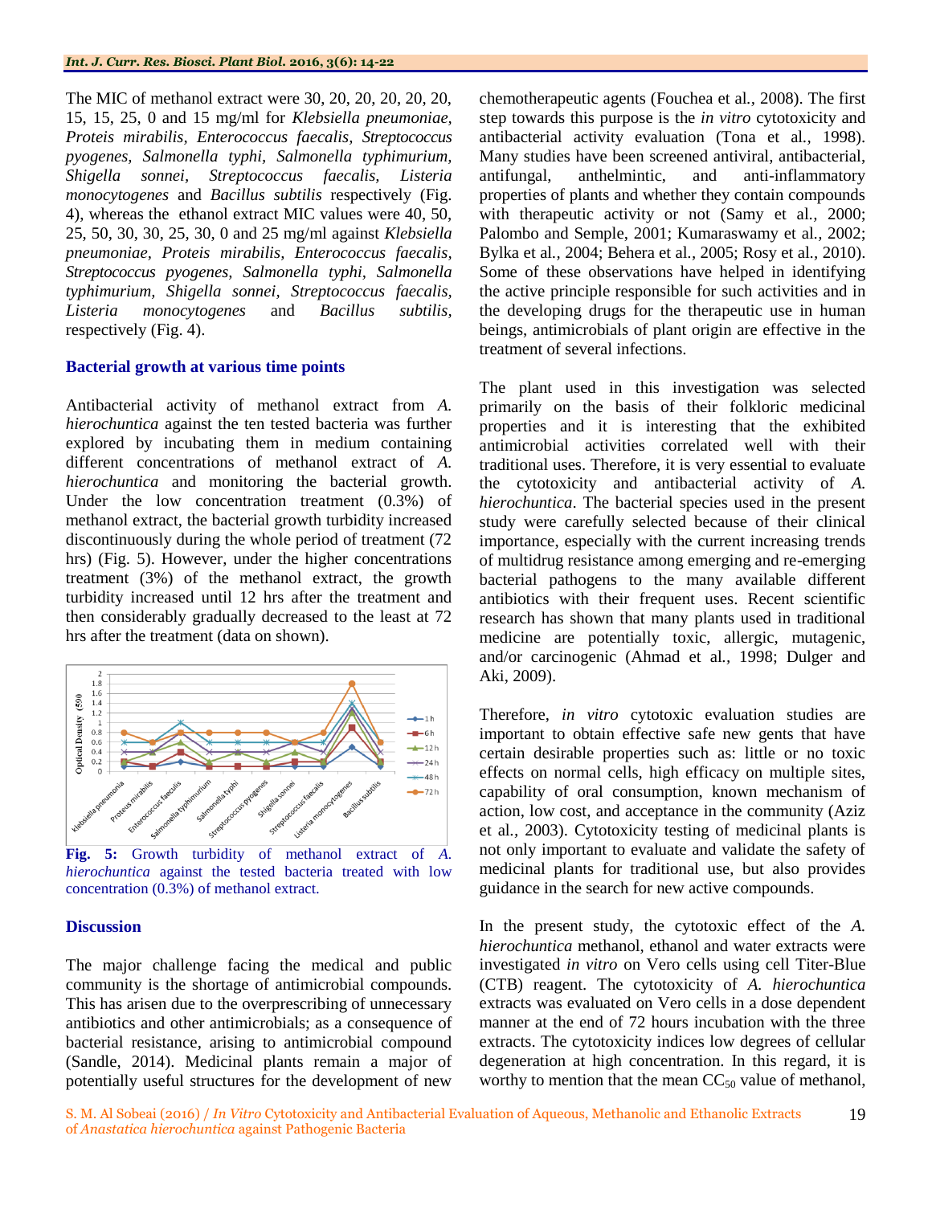The MIC of methanol extract were 30, 20, 20, 20, 20, 20, 15, 15, 25, 0 and 15 mg/ml for *Klebsiella pneumoniae*, *Proteis mirabilis*, *Enterococcus faecalis*, *Streptococcus pyogenes*, *Salmonella typhi*, *Salmonella typhimurium*, *Shigella sonnei*, *Streptococcus faecalis*, *Listeria monocytogenes* and *Bacillus subtilis* respectively (Fig. 4), whereas the ethanol extract MIC values were 40, 50, 25, 50, 30, 30, 25, 30, 0 and 25 mg/ml against *Klebsiella pneumoniae*, *Proteis mirabilis*, *Enterococcus faecalis*, *Streptococcus pyogenes*, *Salmonella typhi*, *Salmonella typhimurium*, *Shigella sonnei*, *Streptococcus faecalis*, *Listeria monocytogenes* and *Bacillus subtilis*, respectively (Fig. 4).

### Bacterial growth at various time points

Antibacterial activity of methanol extract from *A. hierochuntica* against the ten tested bacteria was further explored by incubating them in medium containing different concentrations of methanol extract of *A. hierochuntica* and monitoring the bacterial growth. Under the low concentration treatment (0.3%) of methanol extract, the bacterial growth turbidity increased discontinuously during the whole period of treatment (72 hrs) (Fig. 5). However, under the higher concentrations treatment (3%) of the methanol extract, the growth turbidity increased until 12 hrs after the treatment and then considerably gradually decreased to the least at 72 hrs after the treatment (data on shown).

**Fig. 5:** Growth turbidity of methanol extract of *A. hierochuntica* against the tested bacteria treated with low concentration (0.3%) of methanol extract.

### Discussion

The major challenge facing the medical and public community is the shortage of antimicrobial compounds. This has arisen due to the overprescribing of unnecessary antibiotics and other antimicrobials; as a consequence of bacterial resistance, arising to antimicrobial compound (Sandle, 2014). Medicinal plants remain a major of potentially useful structures for the development of new chemotherapeutic agents (Fouchea et al., 2008). The first step towards this purpose is the *in vitro* cytotoxicity and antibacterial activity evaluation (Tona et al., 1998). Many studies have been screened antiviral, antibacterial, antifungal, anthelmintic, and anti-inflammatory properties of plants and whether they contain compounds with therapeutic activity or not (Samy et al., 2000; Palombo and Semple, 2001; Kumaraswamy et al., 2002; Bylka et al., 2004; Behera et al., 2005; Rosy et al., 2010). Some of these observations have helped in identifying the active principle responsible for such activities and in the developing drugs for the therapeutic use in human beings, antimicrobials of plant origin are effective in the treatment of several infections.

The plant used in this investigation was selected primarily on the basis of their folkloric medicinal properties and it is interesting that the exhibited antimicrobial activities correlated well with their traditional uses. Therefore, it is very essential to evaluate the cytotoxicity and antibacterial activity of *A. hierochuntica*. The bacterial species used in the present study were carefully selected because of their clinical importance, especially with the current increasing trends of multidrug resistance among emerging and re-emerging bacterial pathogens to the many available different antibiotics with their frequent uses. Recent scientific research has shown that many plants used in traditional medicine are potentially toxic, allergic, mutagenic, and/or carcinogenic (Ahmad et al., 1998; Dulger and Aki, 2009).

Therefore, *in vitro* cytotoxic evaluation studies are important to obtain effective safe new gents that have certain desirable properties such as: little or no toxic effects on normal cells, high efficacy on multiple sites, capability of oral consumption, known mechanism of action, low cost, and acceptance in the community (Aziz et al., 2003). Cytotoxicity testing of medicinal plants is not only important to evaluate and validate the safety of medicinal plants for traditional use, but also provides guidance in the search for new active compounds.

In the present study, the cytotoxic effect of the *A. hierochuntica* methanol, ethanol and water extracts were investigated *in vitro* on Vero cells using cell Titer-Blue (CTB) reagent. The cytotoxicity of *A. hierochuntica* extracts was evaluated on Vero cells in a dose dependent manner at the end of 72 hours incubation with the three extracts. The cytotoxicity indices low degrees of cellular degeneration at high concentration. In this regard, it is worthy to mention that the mean $CC_{50}$ value of methanol,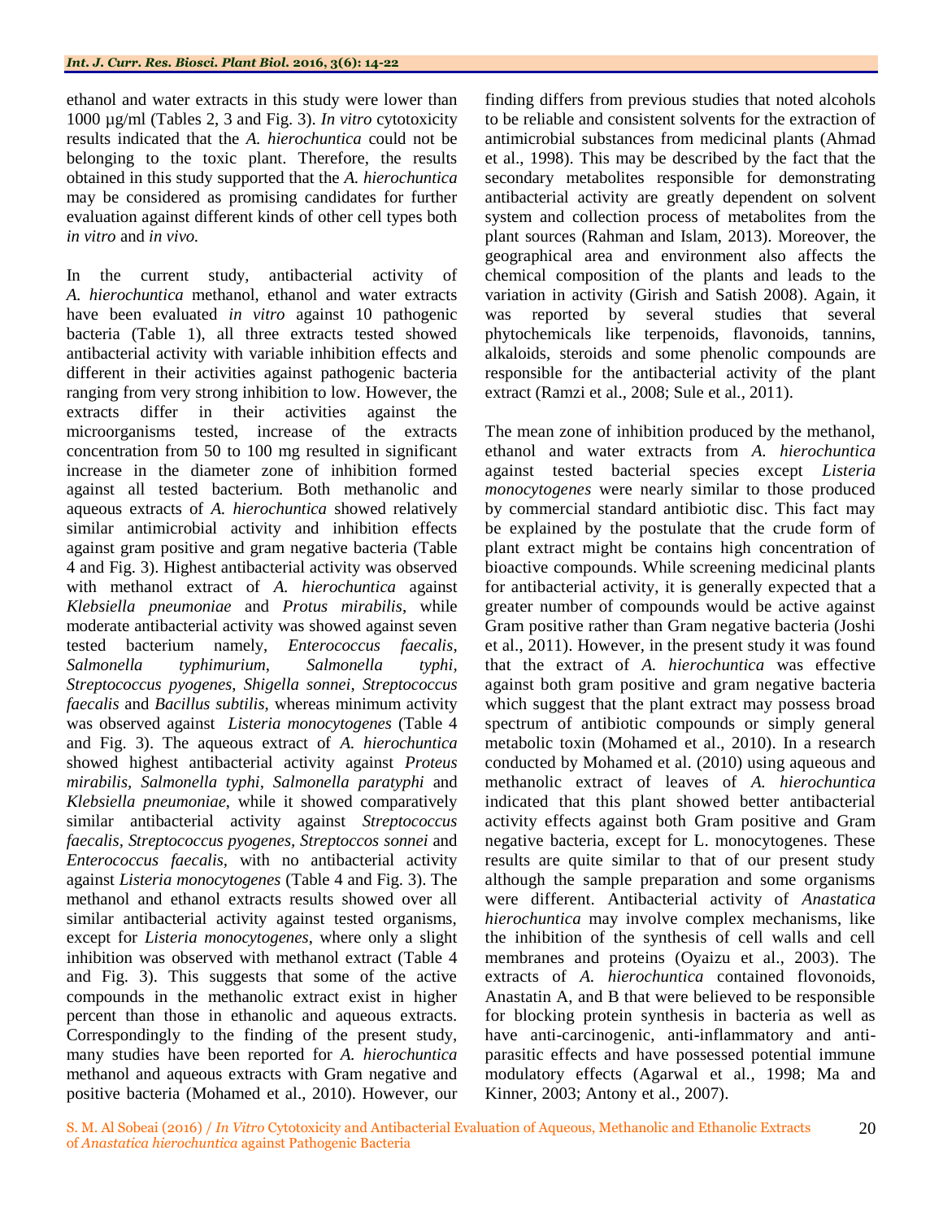ethanol and water extracts in this study were lower than 1000 µg/ml (Tables 2, 3 and Fig. 3). *In vitro* cytotoxicity results indicated that the *A. hierochuntica* could not be belonging to the toxic plant. Therefore, the results obtained in this study supported that the *A. hierochuntica* may be considered as promising candidates for further evaluation against different kinds of other cell types both *in vitro* and *in vivo.*

In the current study, antibacterial activity of *A. hierochuntica* methanol, ethanol and water extracts have been evaluated *in vitro* against 10 pathogenic bacteria (Table 1), all three extracts tested showed antibacterial activity with variable inhibition effects and different in their activities against pathogenic bacteria ranging from very strong inhibition to low. However, the extracts differ in their activities against the microorganisms tested, increase of the extracts concentration from 50 to 100 mg resulted in significant increase in the diameter zone of inhibition formed against all tested bacterium. Both methanolic and aqueous extracts of *A. hierochuntica* showed relatively similar antimicrobial activity and inhibition effects against gram positive and gram negative bacteria (Table 4 and Fig. 3). Highest antibacterial activity was observed with methanol extract of *A. hierochuntica* against *Klebsiella pneumoniae* and *Protus mirabilis*, while moderate antibacterial activity was showed against seven tested bacterium namely, *Enterococcus faecalis*, *Salmonella typhimurium*, *Salmonella typhi*, *Streptococcus pyogenes*, *Shigella sonnei*, *Streptococcus faecalis* and *Bacillus subtilis*, whereas minimum activity was observed against *Listeria monocytogenes* (Table 4 and Fig. 3). The aqueous extract of *A. hierochuntica* showed highest antibacterial activity against *Proteus mirabilis*, *Salmonella typhi*, *Salmonella paratyphi* and *Klebsiella pneumoniae*, while it showed comparatively similar antibacterial activity against *Streptococcus faecalis*, *Streptococcus pyogenes*, *Streptoccos sonnei* and *Enterococcus faecalis*, with no antibacterial activity against *Listeria monocytogenes* (Table 4 and Fig. 3). The methanol and ethanol extracts results showed over all similar antibacterial activity against tested organisms, except for *Listeria monocytogenes*, where only a slight inhibition was observed with methanol extract (Table 4 and Fig. 3). This suggests that some of the active compounds in the methanolic extract exist in higher percent than those in ethanolic and aqueous extracts. Correspondingly to the finding of the present study, many studies have been reported for *A. hierochuntica* methanol and aqueous extracts with Gram negative and positive bacteria (Mohamed et al., 2010). However, our finding differs from previous studies that noted alcohols to be reliable and consistent solvents for the extraction of antimicrobial substances from medicinal plants (Ahmad et al., 1998). This may be described by the fact that the secondary metabolites responsible for demonstrating antibacterial activity are greatly dependent on solvent system and collection process of metabolites from the plant sources (Rahman and Islam, 2013). Moreover, the geographical area and environment also affects the chemical composition of the plants and leads to the variation in activity (Girish and Satish 2008). Again, it was reported by several studies that several phytochemicals like terpenoids, flavonoids, tannins, alkaloids, steroids and some phenolic compounds are responsible for the antibacterial activity of the plant extract (Ramzi et al., 2008; Sule et al., 2011).

The mean zone of inhibition produced by the methanol, ethanol and water extracts from *A. hierochuntica* against tested bacterial species except *Listeria monocytogenes* were nearly similar to those produced by commercial standard antibiotic disc. This fact may be explained by the postulate that the crude form of plant extract might be contains high concentration of bioactive compounds. While screening medicinal plants for antibacterial activity, it is generally expected that a greater number of compounds would be active against Gram positive rather than Gram negative bacteria (Joshi et al., 2011). However, in the present study it was found that the extract of *A. hierochuntica* was effective against both gram positive and gram negative bacteria which suggest that the plant extract may possess broad spectrum of antibiotic compounds or simply general metabolic toxin (Mohamed et al., 2010). In a research conducted by Mohamed et al. (2010) using aqueous and methanolic extract of leaves of *A. hierochuntica* indicated that this plant showed better antibacterial activity effects against both Gram positive and Gram negative bacteria, except for L. monocytogenes. These results are quite similar to that of our present study although the sample preparation and some organisms were different. Antibacterial activity of *Anastatica hierochuntica* may involve complex mechanisms, like the inhibition of the synthesis of cell walls and cell membranes and proteins (Oyaizu et al., 2003). The extracts of *A. hierochuntica* contained flovonoids, Anastatin A, and B that were believed to be responsible for blocking protein synthesis in bacteria as well as have anti-carcinogenic, anti-inflammatory and anti-parasitic effects and have possessed potential immune modulatory effects (Agarwal et al., 1998; Ma and Kinner, 2003; Antony et al., 2007).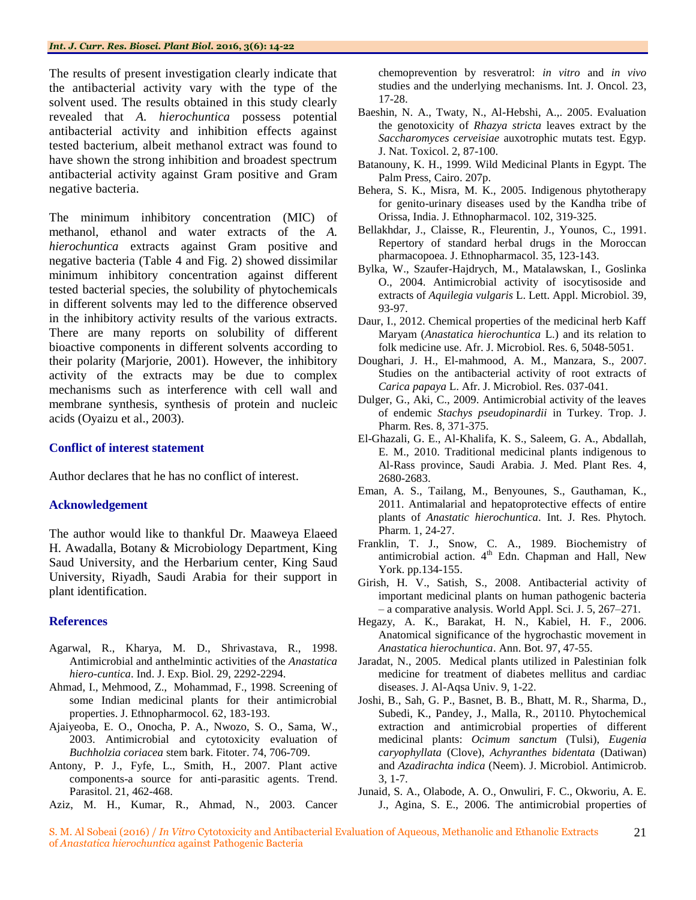The results of present investigation clearly indicate that the antibacterial activity vary with the type of the solvent used. The results obtained in this study clearly revealed that *A. hierochuntica* possess potential antibacterial activity and inhibition effects against tested bacterium, albeit methanol extract was found to have shown the strong inhibition and broadest spectrum antibacterial activity against Gram positive and Gram negative bacteria.

The minimum inhibitory concentration (MIC) of methanol, ethanol and water extracts of the *A. hierochuntica* extracts against Gram positive and negative bacteria (Table 4 and Fig. 2) showed dissimilar minimum inhibitory concentration against different tested bacterial species, the solubility of phytochemicals in different solvents may led to the difference observed in the inhibitory activity results of the various extracts. There are many reports on solubility of different bioactive components in different solvents according to their polarity (Marjorie, 2001). However, the inhibitory activity of the extracts may be due to complex mechanisms such as interference with cell wall and membrane synthesis, synthesis of protein and nucleic acids (Oyaizu et al., 2003).

## Conflict of interest statement

Author declares that he has no conflict of interest.

## Acknowledgement

The author would like to thankful Dr. Maaweya Elaeed H. Awadalla, Botany & Microbiology Department, King Saud University, and the Herbarium center, King Saud University, Riyadh, Saudi Arabia for their support in plant identification.

## References

Agarwal, R., Kharya, M. D., Shrivastava, R., 1998. Antimicrobial and anthelmintic activities of the *Anastatica hiero-cuntica*. Ind. J. Exp. Biol. 29, 2292-2294.

Ahmad, I., Mehmood, Z., Mohammad, F., 1998. Screening of some Indian medicinal plants for their antimicrobial properties. J. Ethnopharmocol. 62, 183-193.

Ajaiyeoba, E. O., Onocha, P. A., Nwozo, S. O., Sama, W., 2003. Antimicrobial and cytotoxicity evaluation of *Buchholzia coriacea* stem bark. Fitoter. 74, 706-709.

Antony, P. J., Fyfe, L., Smith, H., 2007. Plant active components-a source for anti-parasitic agents. Trend. Parasitol. 21, 462-468.

Aziz, M. H., Kumar, R., Ahmad, N., 2003. Cancer chemoprevention by resveratrol: *in vitro* and *in vivo* studies and the underlying mechanisms. Int. J. Oncol. 23, 17-28.

Baeshin, N. A., Twaty, N., Al-Hebshi, A.,. 2005. Evaluation the genotoxicity of *Rhazya stricta* leaves extract by the *Saccharomyces cerveisiae* auxotrophic mutats test. Egyp. J. Nat. Toxicol. 2, 87-100.

Batanouny, K. H., 1999. Wild Medicinal Plants in Egypt. The Palm Press, Cairo. 207p.

Behera, S. K., Misra, M. K., 2005. Indigenous phytotherapy for genito-urinary diseases used by the Kandha tribe of Orissa, India. J. Ethnopharmacol. 102, 319-325.

Bellakhdar, J., Claisse, R., Fleurentin, J., Younos, C., 1991. Repertory of standard herbal drugs in the Moroccan pharmacopoea. J. Ethnopharmacol. 35, 123-143.

Bylka, W., Szaufer-Hajdrych, M., Matalawskan, I., Goslinka O., 2004. Antimicrobial activity of isocytisoside and extracts of *Aquilegia vulgaris* L. Lett. Appl. Microbiol. 39, 93-97.

Daur, I., 2012. Chemical properties of the medicinal herb Kaff Maryam (*Anastatica hierochuntica* L.) and its relation to folk medicine use. Afr. J. Microbiol. Res. 6, 5048-5051.

Doughari, J. H., El-mahmood, A. M., Manzara, S., 2007. Studies on the antibacterial activity of root extracts of *Carica papaya* L. Afr. J. Microbiol. Res. 037-041.

Dulger, G., Aki, C., 2009. Antimicrobial activity of the leaves of endemic *Stachys pseudopinardii* in Turkey. Trop. J. Pharm. Res. 8, 371-375.

El-Ghazali, G. E., Al-Khalifa, K. S., Saleem, G. A., Abdallah, E. M., 2010. Traditional medicinal plants indigenous to Al-Rass province, Saudi Arabia. J. Med. Plant Res. 4, 2680-2683.

Eman, A. S., Tailang, M., Benyounes, S., Gauthaman, K., 2011. Antimalarial and hepatoprotective effects of entire plants of *Anastatic hierochuntica*. Int. J. Res. Phytoch. Pharm. 1, 24-27.

Franklin, T. J., Snow, C. A., 1989. Biochemistry of antimicrobial action. 4th Edn. Chapman and Hall, New York. pp.134-155.

Girish, H. V., Satish, S., 2008. Antibacterial activity of important medicinal plants on human pathogenic bacteria – a comparative analysis. World Appl. Sci. J. 5, 267–271.

Hegazy, A. K., Barakat, H. N., Kabiel, H. F., 2006. Anatomical significance of the hygrochastic movement in *Anastatica hierochuntica*. Ann. Bot. 97, 47-55.

Jaradat, N., 2005. Medical plants utilized in Palestinian folk medicine for treatment of diabetes mellitus and cardiac diseases. J. Al-Aqsa Univ. 9, 1-22.

Joshi, B., Sah, G. P., Basnet, B. B., Bhatt, M. R., Sharma, D., Subedi, K., Pandey, J., Malla, R., 20110. Phytochemical extraction and antimicrobial properties of different medicinal plants: *Ocimum sanctum* (Tulsi), *Eugenia caryophyllata* (Clove), *Achyranthes bidentata* (Datiwan) and *Azadirachta indica* (Neem). J. Microbiol. Antimicrob. 3, 1-7.

Junaid, S. A., Olabode, A. O., Onwuliri, F. C., Okworiu, A. E. J., Agina, S. E., 2006. The antimicrobial properties of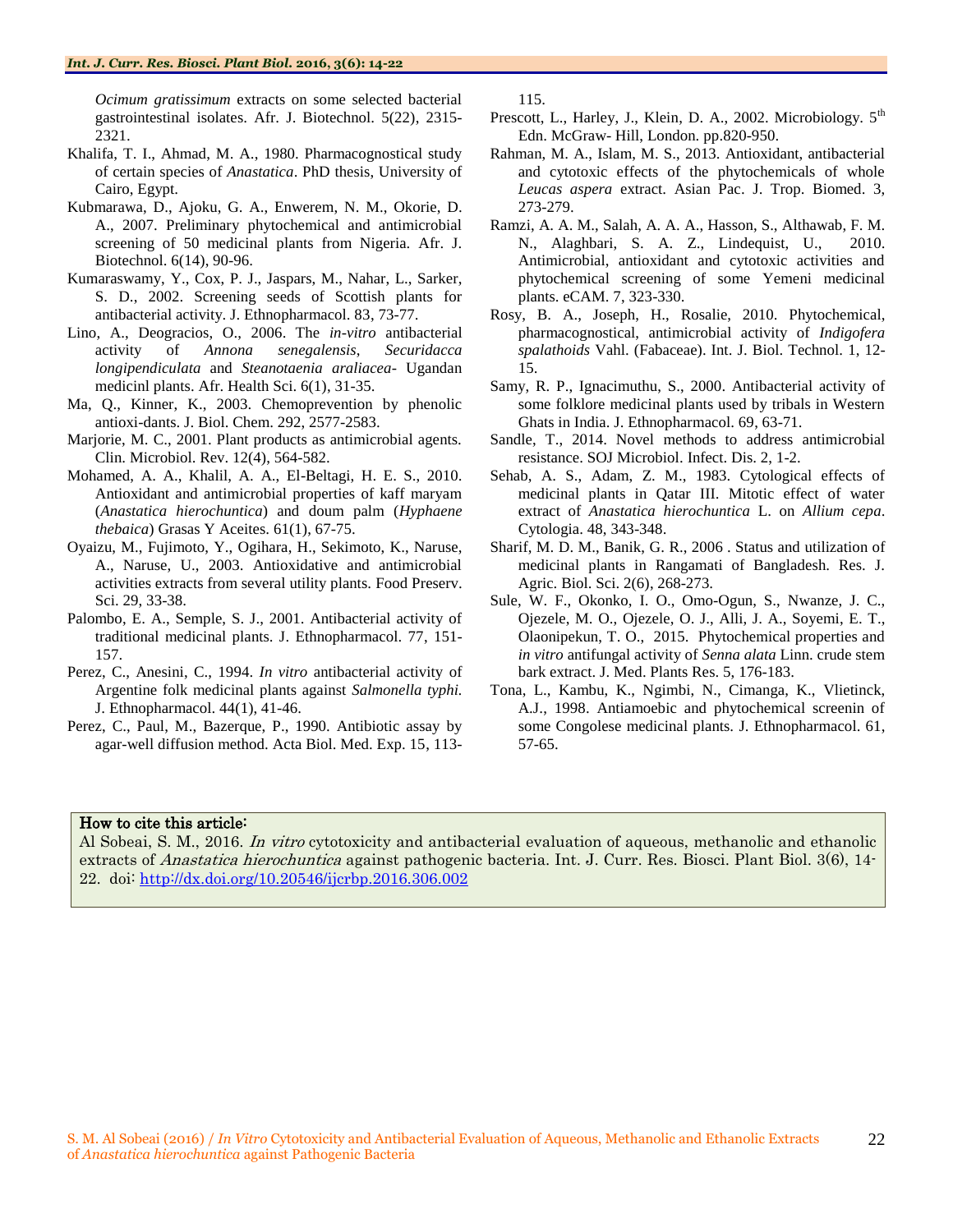*Ocimum gratissimum* extracts on some selected bacterial gastrointestinal isolates. Afr. J. Biotechnol. 5(22), 2315-2321.

Khalifa, T. I., Ahmad, M. A., 1980. Pharmacognostical study of certain species of *Anastatica*. PhD thesis, University of Cairo, Egypt.

Kubmarawa, D., Ajoku, G. A., Enwerem, N. M., Okorie, D. A., 2007. Preliminary phytochemical and antimicrobial screening of 50 medicinal plants from Nigeria. Afr. J. Biotechnol. 6(14), 90-96.

Kumaraswamy, Y., Cox, P. J., Jaspars, M., Nahar, L., Sarker, S. D., 2002. Screening seeds of Scottish plants for antibacterial activity. J. Ethnopharmacol. 83, 73-77.

Lino, A., Deogracios, O., 2006. The *in-vitro* antibacterial activity of *Annona senegalensis*, *Securidacca longipendiculata* and *Steanotaenia araliacea*- Ugandan medicinl plants. Afr. Health Sci. 6(1), 31-35.

Ma, Q., Kinner, K., 2003. Chemoprevention by phenolic antioxi-dants. J. Biol. Chem. 292, 2577-2583.

Marjorie, M. C., 2001. Plant products as antimicrobial agents. Clin. Microbiol. Rev. 12(4), 564-582.

Mohamed, A. A., Khalil, A. A., El-Beltagi, H. E. S., 2010. Antioxidant and antimicrobial properties of kaff maryam (*Anastatica hierochuntica*) and doum palm (*Hyphaene thebaica*) Grasas Y Aceites. 61(1), 67-75.

Oyaizu, M., Fujimoto, Y., Ogihara, H., Sekimoto, K., Naruse, A., Naruse, U., 2003. Antioxidative and antimicrobial activities extracts from several utility plants. Food Preserv. Sci. 29, 33-38.

Palombo, E. A., Semple, S. J., 2001. Antibacterial activity of traditional medicinal plants. J. Ethnopharmacol. 77, 151-157.

Perez, C., Anesini, C., 1994. *In vitro* antibacterial activity of Argentine folk medicinal plants against *Salmonella typhi.* J. Ethnopharmacol. 44(1), 41-46.

Perez, C., Paul, M., Bazerque, P., 1990. Antibiotic assay by agar-well diffusion method. Acta Biol. Med. Exp. 15, 113-115.

Prescott, L., Harley, J., Klein, D. A., 2002. Microbiology. 5th Edn. McGraw- Hill, London. pp.820-950.

Rahman, M. A., Islam, M. S., 2013. Antioxidant, antibacterial and cytotoxic effects of the phytochemicals of whole *Leucas aspera* extract. Asian Pac. J. Trop. Biomed. 3, 273-279.

Ramzi, A. A. M., Salah, A. A. A., Hasson, S., Althawab, F. M. N., Alaghbari, S. A. Z., Lindequist, U., 2010. Antimicrobial, antioxidant and cytotoxic activities and phytochemical screening of some Yemeni medicinal plants. eCAM. 7, 323-330.

Rosy, B. A., Joseph, H., Rosalie, 2010. Phytochemical, pharmacognostical, antimicrobial activity of *Indigofera spalathoids* Vahl. (Fabaceae). Int. J. Biol. Technol. 1, 12-15.

Samy, R. P., Ignacimuthu, S., 2000. Antibacterial activity of some folklore medicinal plants used by tribals in Western Ghats in India. J. Ethnopharmacol. 69, 63-71.

Sandle, T., 2014. Novel methods to address antimicrobial resistance. SOJ Microbiol. Infect. Dis. 2, 1-2.

Sehab, A. S., Adam, Z. M., 1983. Cytological effects of medicinal plants in Qatar III. Mitotic effect of water extract of *Anastatica hierochuntica* L. on *Allium cepa*. Cytologia. 48, 343-348.

Sharif, M. D. M., Banik, G. R., 2006 . Status and utilization of medicinal plants in Rangamati of Bangladesh. Res. J. Agric. Biol. Sci. 2(6), 268-273.

Sule, W. F., Okonko, I. O., Omo-Ogun, S., Nwanze, J. C., Ojezele, M. O., Ojezele, O. J., Alli, J. A., Soyemi, E. T., Olaonipekun, T. O., 2015. Phytochemical properties and *in vitro* antifungal activity of *Senna alata* Linn. crude stem bark extract. J. Med. Plants Res. 5, 176-183.

Tona, L., Kambu, K., Ngimbi, N., Cimanga, K., Vlietinck, A.J., 1998. Antiamoebic and phytochemical screenin of some Congolese medicinal plants. J. Ethnopharmacol. 61, 57-65.

**How to cite this article:**

Al Sobeai, S. M., 2016. *In vitro* cytotoxicity and antibacterial evaluation of aqueous, methanolic and ethanolic extracts of *Anastatica hierochuntica* against pathogenic bacteria. Int. J. Curr. Res. Biosci. Plant Biol. 3(6), 14-22. doi: http://dx.doi.org/10.20546/ijcrbp.2016.306.002